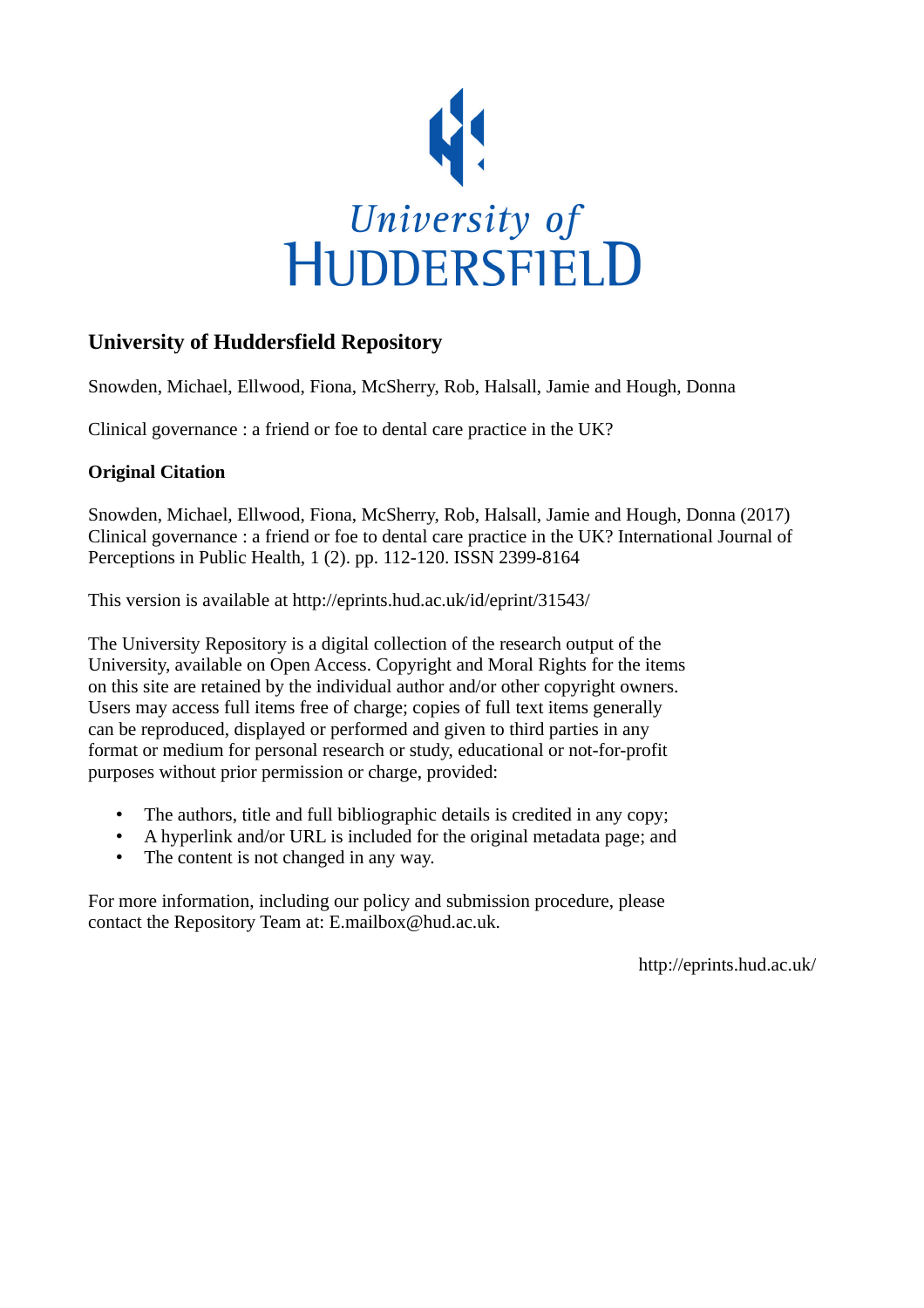University of
HUDDERSFIELD

## University of Huddersfield Repository

Snowden, Michael, Ellwood, Fiona, McSherry, Rob, Halsall, Jamie and Hough, Donna

Clinical governance : a friend or foe to dental care practice in the UK?

### Original Citation

Snowden, Michael, Ellwood, Fiona, McSherry, Rob, Halsall, Jamie and Hough, Donna (2017) Clinical governance : a friend or foe to dental care practice in the UK? International Journal of Perceptions in Public Health, 1 (2). pp. 112-120. ISSN 2399-8164

This version is available at http://eprints.hud.ac.uk/id/eprint/31543/

The University Repository is a digital collection of the research output of the University, available on Open Access. Copyright and Moral Rights for the items on this site are retained by the individual author and/or other copyright owners. Users may access full items free of charge; copies of full text items generally can be reproduced, displayed or performed and given to third parties in any format or medium for personal research or study, educational or not-for-profit purposes without prior permission or charge, provided:

- The authors, title and full bibliographic details is credited in any copy;
- A hyperlink and/or URL is included for the original metadata page; and
- The content is not changed in any way.

For more information, including our policy and submission procedure, please contact the Repository Team at: E.mailbox@hud.ac.uk.

http://eprints.hud.ac.uk/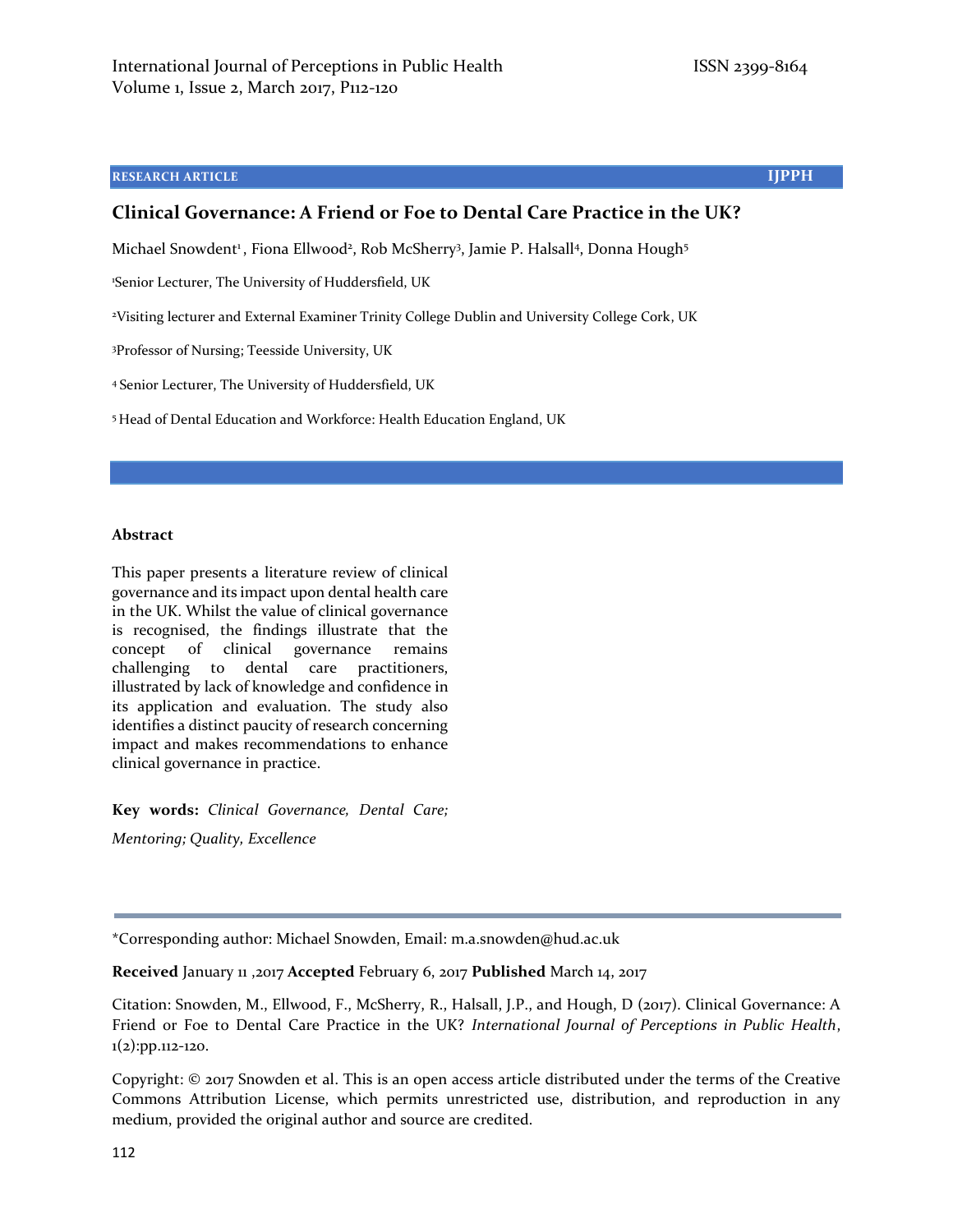RESEARCH ARTICLE

# Clinical Governance: A Friend or Foe to Dental Care Practice in the UK?

Michael Snowdent[1], Fiona Ellwood[2], Rob McSherry[3], Jamie P. Halsall[4], Donna Hough[5]

[1]Senior Lecturer, The University of Huddersfield, UK

[2]Visiting lecturer and External Examiner Trinity College Dublin and University College Cork, UK

[3]Professor of Nursing; Teesside University, UK

[4] Senior Lecturer, The University of Huddersfield, UK

[5] Head of Dental Education and Workforce: Health Education England, UK

## Abstract

This paper presents a literature review of clinical governance and its impact upon dental health care in the UK. Whilst the value of clinical governance is recognised, the findings illustrate that the concept of clinical governance remains challenging to dental care practitioners, illustrated by lack of knowledge and confidence in its application and evaluation. The study also identifies a distinct paucity of research concerning impact and makes recommendations to enhance clinical governance in practice.

**Key words:** *Clinical Governance, Dental Care; Mentoring; Quality, Excellence*

*Corresponding author: Michael Snowden, Email: m.a.snowden@hud.ac.uk

**Received** January 11 ,2017 **Accepted** February 6, 2017 **Published** March 14, 2017

Citation: Snowden, M., Ellwood, F., McSherry, R., Halsall, J.P., and Hough, D (2017). Clinical Governance: A Friend or Foe to Dental Care Practice in the UK? *International Journal of Perceptions in Public Health*, 1(2):pp.112-120.

Copyright: © 2017 Snowden et al. This is an open access article distributed under the terms of the Creative Commons Attribution License, which permits unrestricted use, distribution, and reproduction in any medium, provided the original author and source are credited.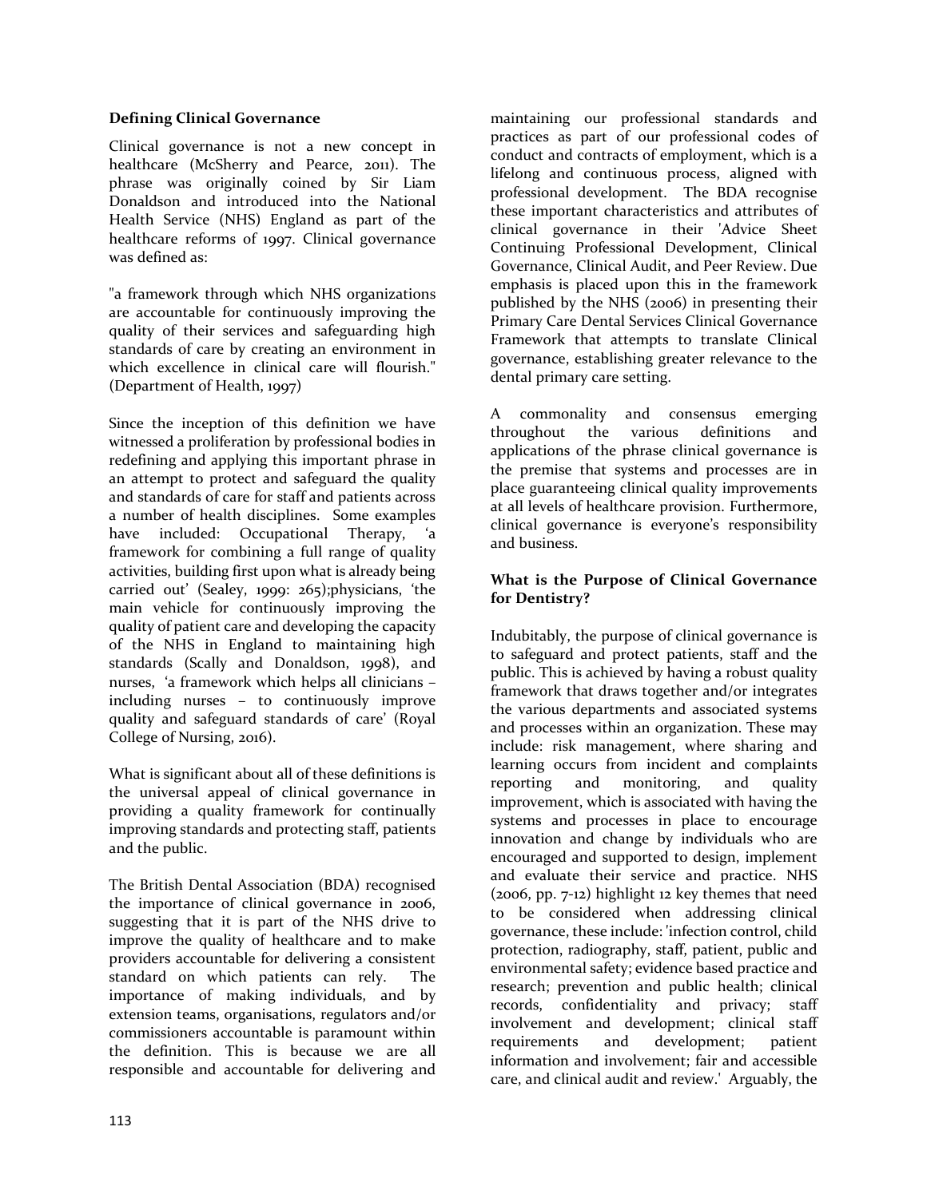**Defining Clinical Governance**

Clinical governance is not a new concept in healthcare (McSherry and Pearce, 2011). The phrase was originally coined by Sir Liam Donaldson and introduced into the National Health Service (NHS) England as part of the healthcare reforms of 1997. Clinical governance was defined as:

"a framework through which NHS organizations are accountable for continuously improving the quality of their services and safeguarding high standards of care by creating an environment in which excellence in clinical care will flourish." (Department of Health, 1997)

Since the inception of this definition we have witnessed a proliferation by professional bodies in redefining and applying this important phrase in an attempt to protect and safeguard the quality and standards of care for staff and patients across a number of health disciplines. Some examples have included: Occupational Therapy, 'a framework for combining a full range of quality activities, building first upon what is already being carried out' (Sealey, 1999: 265);physicians, 'the main vehicle for continuously improving the quality of patient care and developing the capacity of the NHS in England to maintaining high standards (Scally and Donaldson, 1998), and nurses, 'a framework which helps all clinicians – including nurses – to continuously improve quality and safeguard standards of care' (Royal College of Nursing, 2016).

What is significant about all of these definitions is the universal appeal of clinical governance in providing a quality framework for continually improving standards and protecting staff, patients and the public.

The British Dental Association (BDA) recognised the importance of clinical governance in 2006, suggesting that it is part of the NHS drive to improve the quality of healthcare and to make providers accountable for delivering a consistent standard on which patients can rely. The importance of making individuals, and by extension teams, organisations, regulators and/or commissioners accountable is paramount within the definition. This is because we are all responsible and accountable for delivering and maintaining our professional standards and practices as part of our professional codes of conduct and contracts of employment, which is a lifelong and continuous process, aligned with professional development. The BDA recognise these important characteristics and attributes of clinical governance in their 'Advice Sheet Continuing Professional Development, Clinical Governance, Clinical Audit, and Peer Review. Due emphasis is placed upon this in the framework published by the NHS (2006) in presenting their Primary Care Dental Services Clinical Governance Framework that attempts to translate Clinical governance, establishing greater relevance to the dental primary care setting.

A commonality and consensus emerging throughout the various definitions and applications of the phrase clinical governance is the premise that systems and processes are in place guaranteeing clinical quality improvements at all levels of healthcare provision. Furthermore, clinical governance is everyone's responsibility and business.

**What is the Purpose of Clinical Governance for Dentistry?**

Indubitably, the purpose of clinical governance is to safeguard and protect patients, staff and the public. This is achieved by having a robust quality framework that draws together and/or integrates the various departments and associated systems and processes within an organization. These may include: risk management, where sharing and learning occurs from incident and complaints reporting and monitoring, and quality improvement, which is associated with having the systems and processes in place to encourage innovation and change by individuals who are encouraged and supported to design, implement and evaluate their service and practice. NHS (2006, pp. 7-12) highlight 12 key themes that need to be considered when addressing clinical governance, these include: 'infection control, child protection, radiography, staff, patient, public and environmental safety; evidence based practice and research; prevention and public health; clinical records, confidentiality and privacy; staff involvement and development; clinical staff requirements and development; patient information and involvement; fair and accessible care, and clinical audit and review.' Arguably, the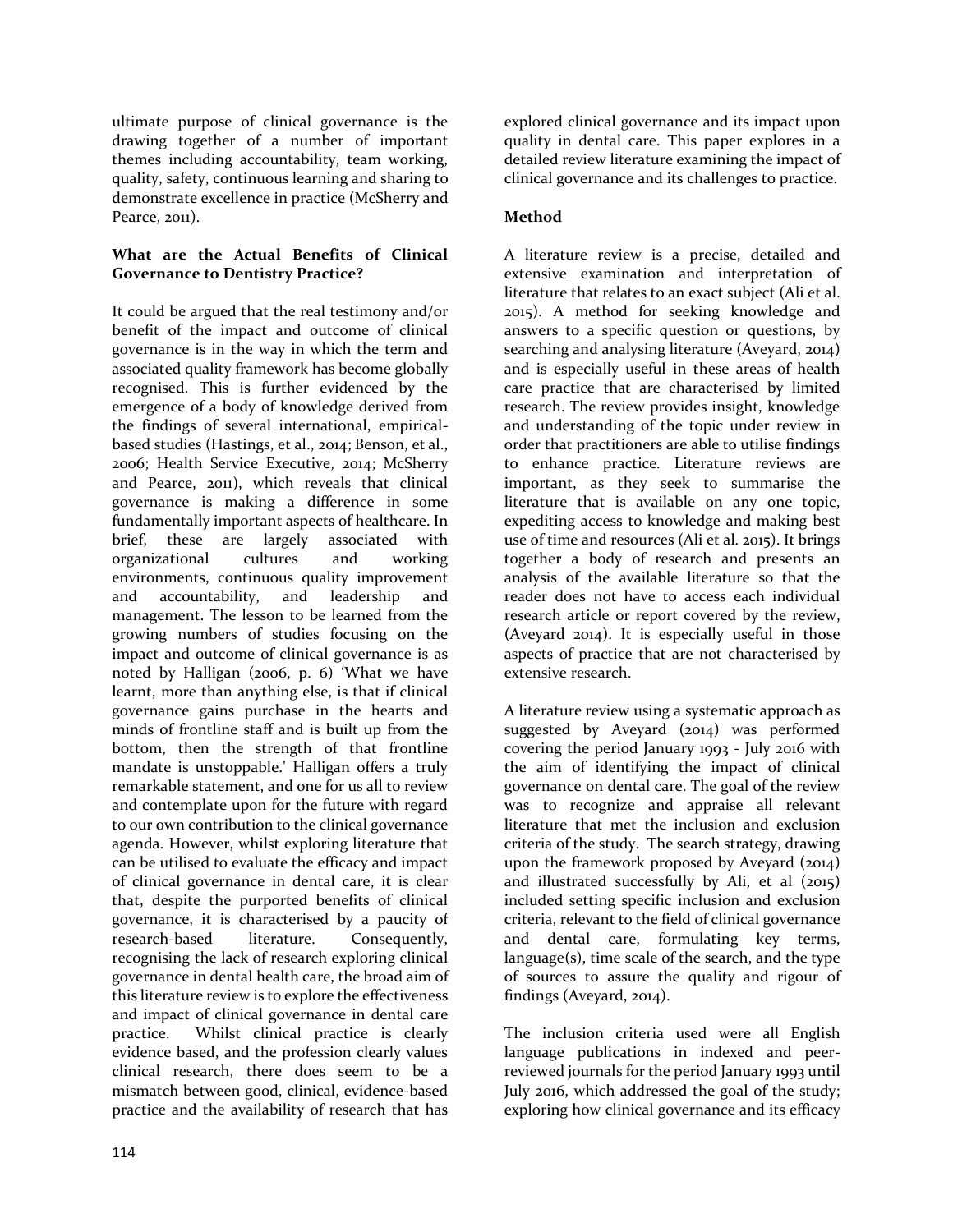ultimate purpose of clinical governance is the drawing together of a number of important themes including accountability, team working, quality, safety, continuous learning and sharing to demonstrate excellence in practice (McSherry and Pearce, 2011).

**What are the Actual Benefits of Clinical Governance to Dentistry Practice?**

It could be argued that the real testimony and/or benefit of the impact and outcome of clinical governance is in the way in which the term and associated quality framework has become globally recognised. This is further evidenced by the emergence of a body of knowledge derived from the findings of several international, empirical-based studies (Hastings, et al., 2014; Benson, et al., 2006; Health Service Executive, 2014; McSherry and Pearce, 2011), which reveals that clinical governance is making a difference in some fundamentally important aspects of healthcare. In brief, these are largely associated with organizational cultures and working environments, continuous quality improvement and accountability, and leadership and management. The lesson to be learned from the growing numbers of studies focusing on the impact and outcome of clinical governance is as noted by Halligan (2006, p. 6) 'What we have learnt, more than anything else, is that if clinical governance gains purchase in the hearts and minds of frontline staff and is built up from the bottom, then the strength of that frontline mandate is unstoppable.' Halligan offers a truly remarkable statement, and one for us all to review and contemplate upon for the future with regard to our own contribution to the clinical governance agenda. However, whilst exploring literature that can be utilised to evaluate the efficacy and impact of clinical governance in dental care, it is clear that, despite the purported benefits of clinical governance, it is characterised by a paucity of research-based literature. Consequently, recognising the lack of research exploring clinical governance in dental health care, the broad aim of this literature review is to explore the effectiveness and impact of clinical governance in dental care practice. Whilst clinical practice is clearly evidence based, and the profession clearly values clinical research, there does seem to be a mismatch between good, clinical, evidence-based practice and the availability of research that has explored clinical governance and its impact upon quality in dental care. This paper explores in a detailed review literature examining the impact of clinical governance and its challenges to practice.

**Method**

A literature review is a precise, detailed and extensive examination and interpretation of literature that relates to an exact subject (Ali et al. 2015). A method for seeking knowledge and answers to a specific question or questions, by searching and analysing literature (Aveyard, 2014) and is especially useful in these areas of health care practice that are characterised by limited research. The review provides insight, knowledge and understanding of the topic under review in order that practitioners are able to utilise findings to enhance practice. Literature reviews are important, as they seek to summarise the literature that is available on any one topic, expediting access to knowledge and making best use of time and resources (Ali et al. 2015). It brings together a body of research and presents an analysis of the available literature so that the reader does not have to access each individual research article or report covered by the review, (Aveyard 2014). It is especially useful in those aspects of practice that are not characterised by extensive research.

A literature review using a systematic approach as suggested by Aveyard (2014) was performed covering the period January 1993 - July 2016 with the aim of identifying the impact of clinical governance on dental care. The goal of the review was to recognize and appraise all relevant literature that met the inclusion and exclusion criteria of the study. The search strategy, drawing upon the framework proposed by Aveyard (2014) and illustrated successfully by Ali, et al (2015) included setting specific inclusion and exclusion criteria, relevant to the field of clinical governance and dental care, formulating key terms, language(s), time scale of the search, and the type of sources to assure the quality and rigour of findings (Aveyard, 2014).

The inclusion criteria used were all English language publications in indexed and peer-reviewed journals for the period January 1993 until July 2016, which addressed the goal of the study; exploring how clinical governance and its efficacy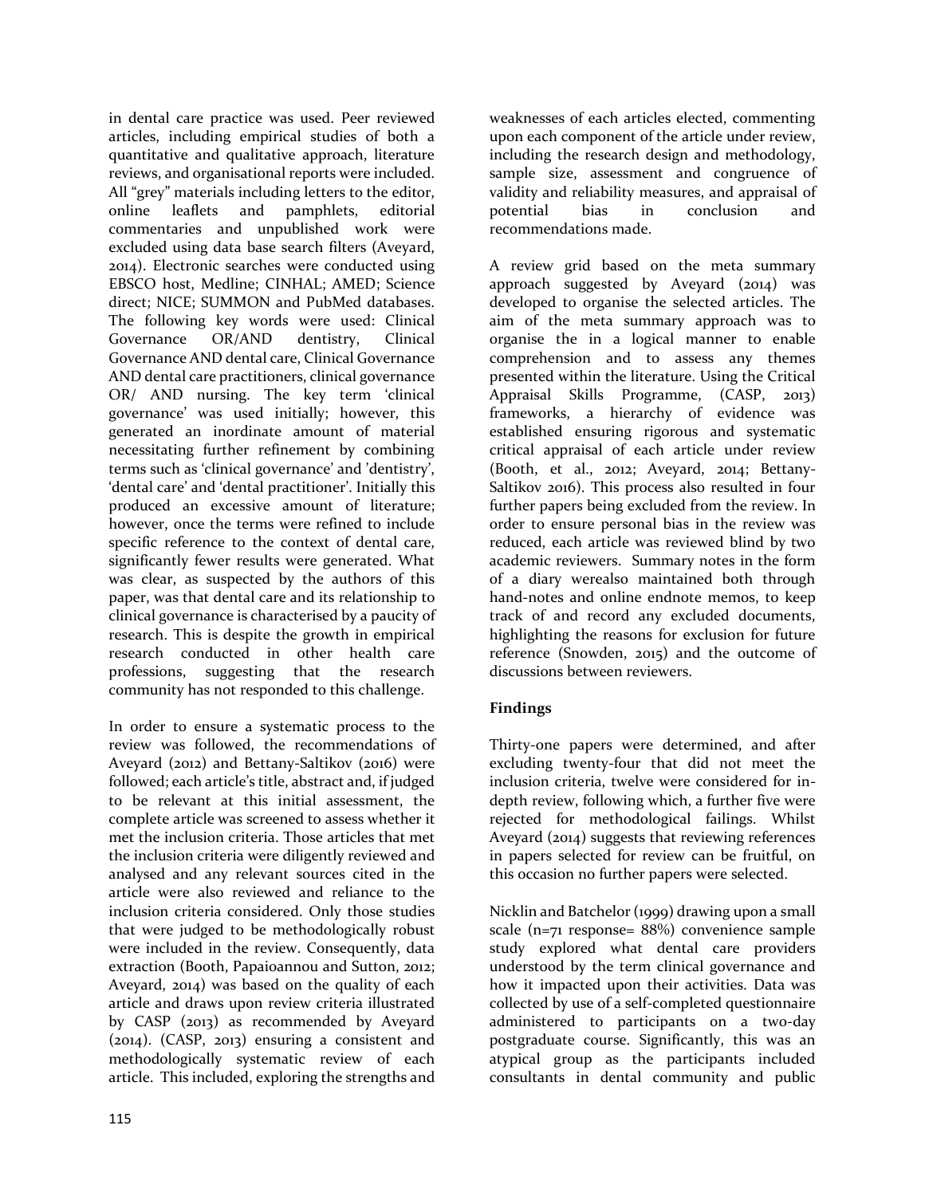in dental care practice was used. Peer reviewed articles, including empirical studies of both a quantitative and qualitative approach, literature reviews, and organisational reports were included. All "grey" materials including letters to the editor, online leaflets and pamphlets, editorial commentaries and unpublished work were excluded using data base search filters (Aveyard, 2014). Electronic searches were conducted using EBSCO host, Medline; CINHAL; AMED; Science direct; NICE; SUMMON and PubMed databases. The following key words were used: Clinical Governance OR/AND dentistry, Clinical Governance AND dental care, Clinical Governance AND dental care practitioners, clinical governance OR/ AND nursing. The key term 'clinical governance' was used initially; however, this generated an inordinate amount of material necessitating further refinement by combining terms such as 'clinical governance' and 'dentistry', 'dental care' and 'dental practitioner'. Initially this produced an excessive amount of literature; however, once the terms were refined to include specific reference to the context of dental care, significantly fewer results were generated. What was clear, as suspected by the authors of this paper, was that dental care and its relationship to clinical governance is characterised by a paucity of research. This is despite the growth in empirical research conducted in other health care professions, suggesting that the research community has not responded to this challenge.

In order to ensure a systematic process to the review was followed, the recommendations of Aveyard (2012) and Bettany-Saltikov (2016) were followed; each article's title, abstract and, if judged to be relevant at this initial assessment, the complete article was screened to assess whether it met the inclusion criteria. Those articles that met the inclusion criteria were diligently reviewed and analysed and any relevant sources cited in the article were also reviewed and reliance to the inclusion criteria considered. Only those studies that were judged to be methodologically robust were included in the review. Consequently, data extraction (Booth, Papaioannou and Sutton, 2012; Aveyard, 2014) was based on the quality of each article and draws upon review criteria illustrated by CASP (2013) as recommended by Aveyard (2014). (CASP, 2013) ensuring a consistent and methodologically systematic review of each article. This included, exploring the strengths and weaknesses of each articles elected, commenting upon each component of the article under review, including the research design and methodology, sample size, assessment and congruence of validity and reliability measures, and appraisal of potential bias in conclusion and recommendations made.

A review grid based on the meta summary approach suggested by Aveyard (2014) was developed to organise the selected articles. The aim of the meta summary approach was to organise the in a logical manner to enable comprehension and to assess any themes presented within the literature. Using the Critical Appraisal Skills Programme, (CASP, 2013) frameworks, a hierarchy of evidence was established ensuring rigorous and systematic critical appraisal of each article under review (Booth, et al., 2012; Aveyard, 2014; Bettany-Saltikov 2016). This process also resulted in four further papers being excluded from the review. In order to ensure personal bias in the review was reduced, each article was reviewed blind by two academic reviewers. Summary notes in the form of a diary werealso maintained both through hand-notes and online endnote memos, to keep track of and record any excluded documents, highlighting the reasons for exclusion for future reference (Snowden, 2015) and the outcome of discussions between reviewers.

## Findings

Thirty-one papers were determined, and after excluding twenty-four that did not meet the inclusion criteria, twelve were considered for in-depth review, following which, a further five were rejected for methodological failings. Whilst Aveyard (2014) suggests that reviewing references in papers selected for review can be fruitful, on this occasion no further papers were selected.

Nicklin and Batchelor (1999) drawing upon a small scale (n=71 response= 88%) convenience sample study explored what dental care providers understood by the term clinical governance and how it impacted upon their activities. Data was collected by use of a self-completed questionnaire administered to participants on a two-day postgraduate course. Significantly, this was an atypical group as the participants included consultants in dental community and public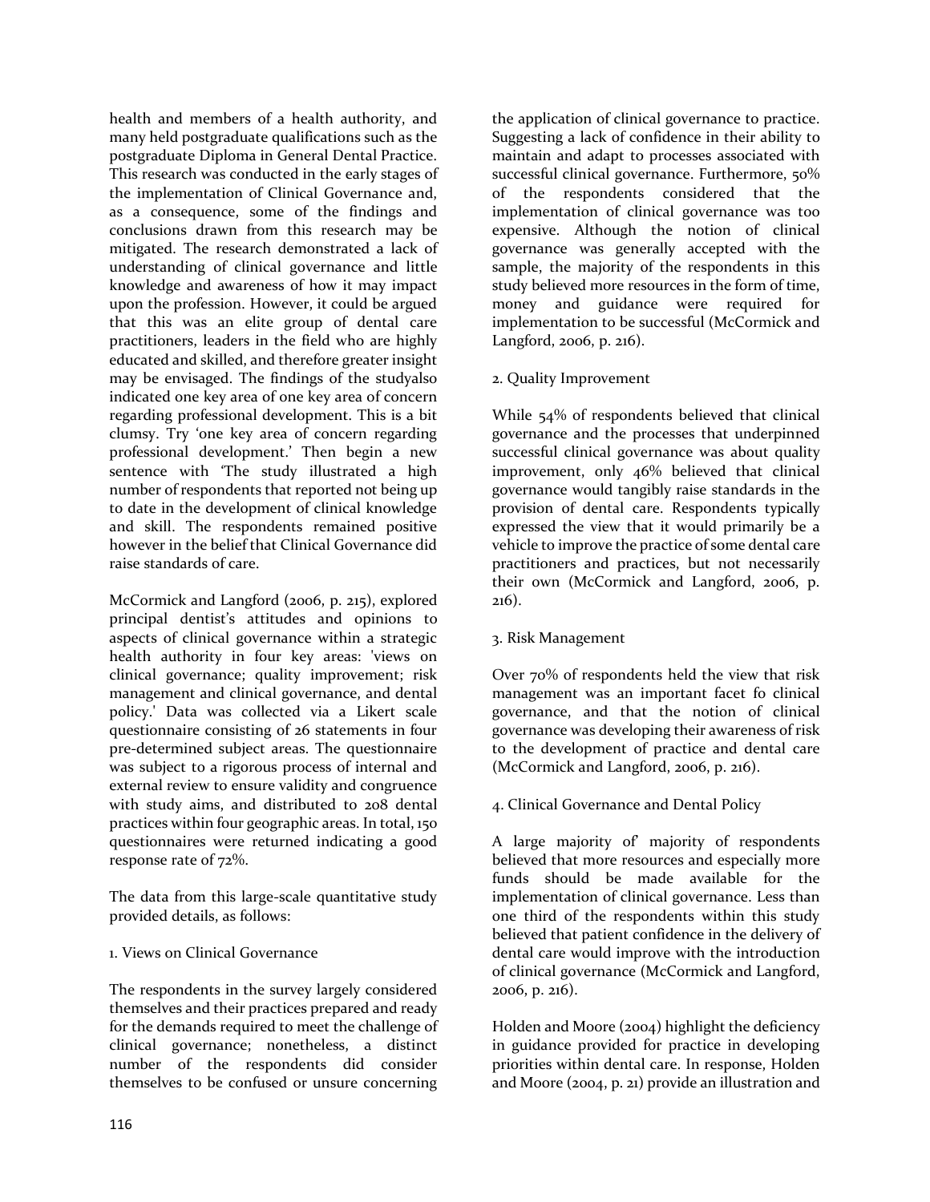health and members of a health authority, and many held postgraduate qualifications such as the postgraduate Diploma in General Dental Practice. This research was conducted in the early stages of the implementation of Clinical Governance and, as a consequence, some of the findings and conclusions drawn from this research may be mitigated. The research demonstrated a lack of understanding of clinical governance and little knowledge and awareness of how it may impact upon the profession. However, it could be argued that this was an elite group of dental care practitioners, leaders in the field who are highly educated and skilled, and therefore greater insight may be envisaged. The findings of the studyalso indicated one key area of one key area of concern regarding professional development. This is a bit clumsy. Try 'one key area of concern regarding professional development.' Then begin a new sentence with 'The study illustrated a high number of respondents that reported not being up to date in the development of clinical knowledge and skill. The respondents remained positive however in the belief that Clinical Governance did raise standards of care.

McCormick and Langford (2006, p. 215), explored principal dentist's attitudes and opinions to aspects of clinical governance within a strategic health authority in four key areas: 'views on clinical governance; quality improvement; risk management and clinical governance, and dental policy.' Data was collected via a Likert scale questionnaire consisting of 26 statements in four pre-determined subject areas. The questionnaire was subject to a rigorous process of internal and external review to ensure validity and congruence with study aims, and distributed to 208 dental practices within four geographic areas. In total, 150 questionnaires were returned indicating a good response rate of 72%.

The data from this large-scale quantitative study provided details, as follows:

1. Views on Clinical Governance

The respondents in the survey largely considered themselves and their practices prepared and ready for the demands required to meet the challenge of clinical governance; nonetheless, a distinct number of the respondents did consider themselves to be confused or unsure concerning the application of clinical governance to practice. Suggesting a lack of confidence in their ability to maintain and adapt to processes associated with successful clinical governance. Furthermore, 50% of the respondents considered that the implementation of clinical governance was too expensive. Although the notion of clinical governance was generally accepted with the sample, the majority of the respondents in this study believed more resources in the form of time, money and guidance were required for implementation to be successful (McCormick and Langford, 2006, p. 216).

2. Quality Improvement

While 54% of respondents believed that clinical governance and the processes that underpinned successful clinical governance was about quality improvement, only 46% believed that clinical governance would tangibly raise standards in the provision of dental care. Respondents typically expressed the view that it would primarily be a vehicle to improve the practice of some dental care practitioners and practices, but not necessarily their own (McCormick and Langford, 2006, p. 216).

3. Risk Management

Over 70% of respondents held the view that risk management was an important facet fo clinical governance, and that the notion of clinical governance was developing their awareness of risk to the development of practice and dental care (McCormick and Langford, 2006, p. 216).

4. Clinical Governance and Dental Policy

A large majority of' majority of respondents believed that more resources and especially more funds should be made available for the implementation of clinical governance. Less than one third of the respondents within this study believed that patient confidence in the delivery of dental care would improve with the introduction of clinical governance (McCormick and Langford, 2006, p. 216).

Holden and Moore (2004) highlight the deficiency in guidance provided for practice in developing priorities within dental care. In response, Holden and Moore (2004, p. 21) provide an illustration and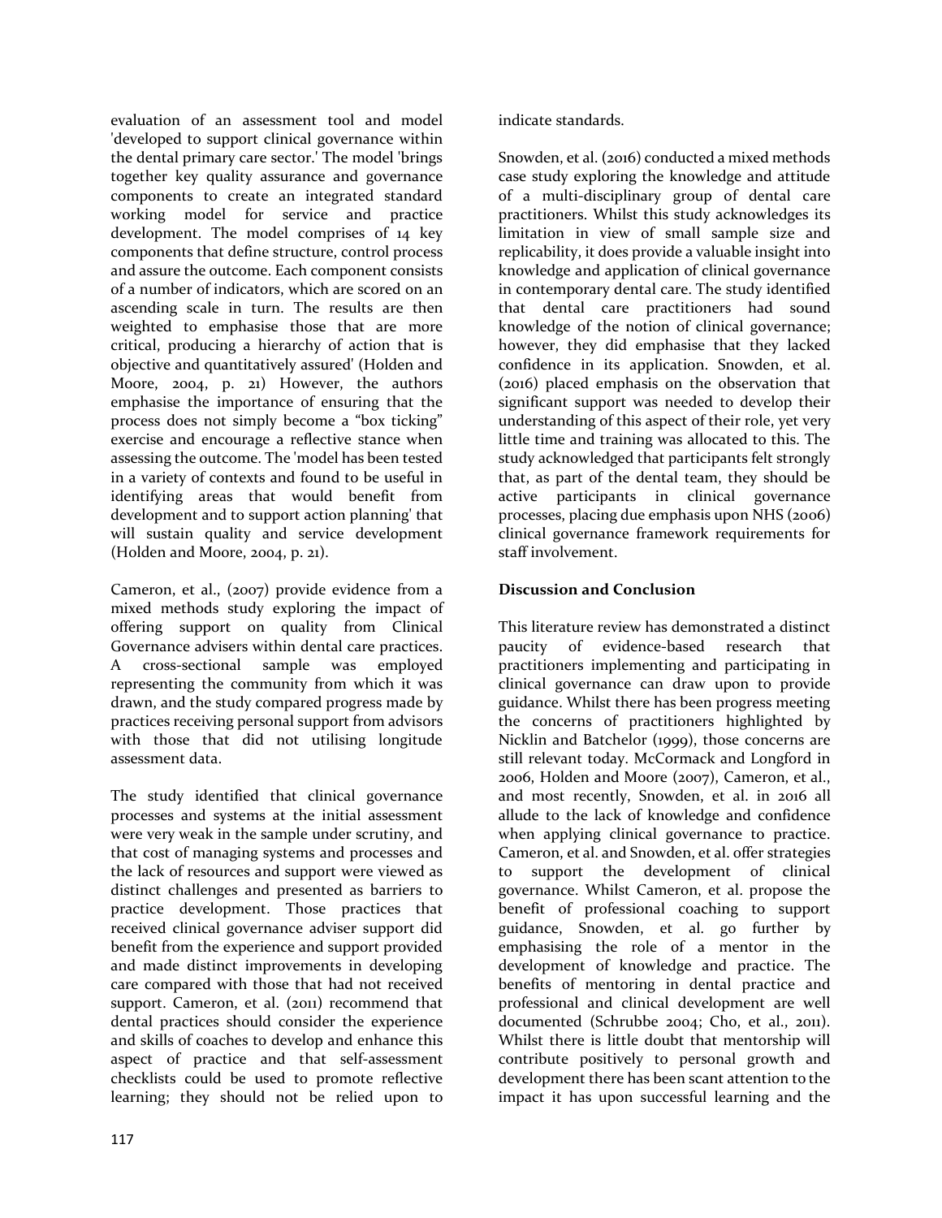evaluation of an assessment tool and model 'developed to support clinical governance within the dental primary care sector.' The model 'brings together key quality assurance and governance components to create an integrated standard working model for service and practice development. The model comprises of 14 key components that define structure, control process and assure the outcome. Each component consists of a number of indicators, which are scored on an ascending scale in turn. The results are then weighted to emphasise those that are more critical, producing a hierarchy of action that is objective and quantitatively assured' (Holden and Moore, 2004, p. 21) However, the authors emphasise the importance of ensuring that the process does not simply become a "box ticking" exercise and encourage a reflective stance when assessing the outcome. The 'model has been tested in a variety of contexts and found to be useful in identifying areas that would benefit from development and to support action planning' that will sustain quality and service development (Holden and Moore, 2004, p. 21).

Cameron, et al., (2007) provide evidence from a mixed methods study exploring the impact of offering support on quality from Clinical Governance advisers within dental care practices. A cross-sectional sample was employed representing the community from which it was drawn, and the study compared progress made by practices receiving personal support from advisors with those that did not utilising longitude assessment data.

The study identified that clinical governance processes and systems at the initial assessment were very weak in the sample under scrutiny, and that cost of managing systems and processes and the lack of resources and support were viewed as distinct challenges and presented as barriers to practice development. Those practices that received clinical governance adviser support did benefit from the experience and support provided and made distinct improvements in developing care compared with those that had not received support. Cameron, et al. (2011) recommend that dental practices should consider the experience and skills of coaches to develop and enhance this aspect of practice and that self-assessment checklists could be used to promote reflective learning; they should not be relied upon to indicate standards.

Snowden, et al. (2016) conducted a mixed methods case study exploring the knowledge and attitude of a multi-disciplinary group of dental care practitioners. Whilst this study acknowledges its limitation in view of small sample size and replicability, it does provide a valuable insight into knowledge and application of clinical governance in contemporary dental care. The study identified that dental care practitioners had sound knowledge of the notion of clinical governance; however, they did emphasise that they lacked confidence in its application. Snowden, et al. (2016) placed emphasis on the observation that significant support was needed to develop their understanding of this aspect of their role, yet very little time and training was allocated to this. The study acknowledged that participants felt strongly that, as part of the dental team, they should be active participants in clinical governance processes, placing due emphasis upon NHS (2006) clinical governance framework requirements for staff involvement.

## Discussion and Conclusion

This literature review has demonstrated a distinct paucity of evidence-based research that practitioners implementing and participating in clinical governance can draw upon to provide guidance. Whilst there has been progress meeting the concerns of practitioners highlighted by Nicklin and Batchelor (1999), those concerns are still relevant today. McCormack and Longford in 2006, Holden and Moore (2007), Cameron, et al., and most recently, Snowden, et al. in 2016 all allude to the lack of knowledge and confidence when applying clinical governance to practice. Cameron, et al. and Snowden, et al. offer strategies to support the development of clinical governance. Whilst Cameron, et al. propose the benefit of professional coaching to support guidance, Snowden, et al. go further by emphasising the role of a mentor in the development of knowledge and practice. The benefits of mentoring in dental practice and professional and clinical development are well documented (Schrubbe 2004; Cho, et al., 2011). Whilst there is little doubt that mentorship will contribute positively to personal growth and development there has been scant attention to the impact it has upon successful learning and the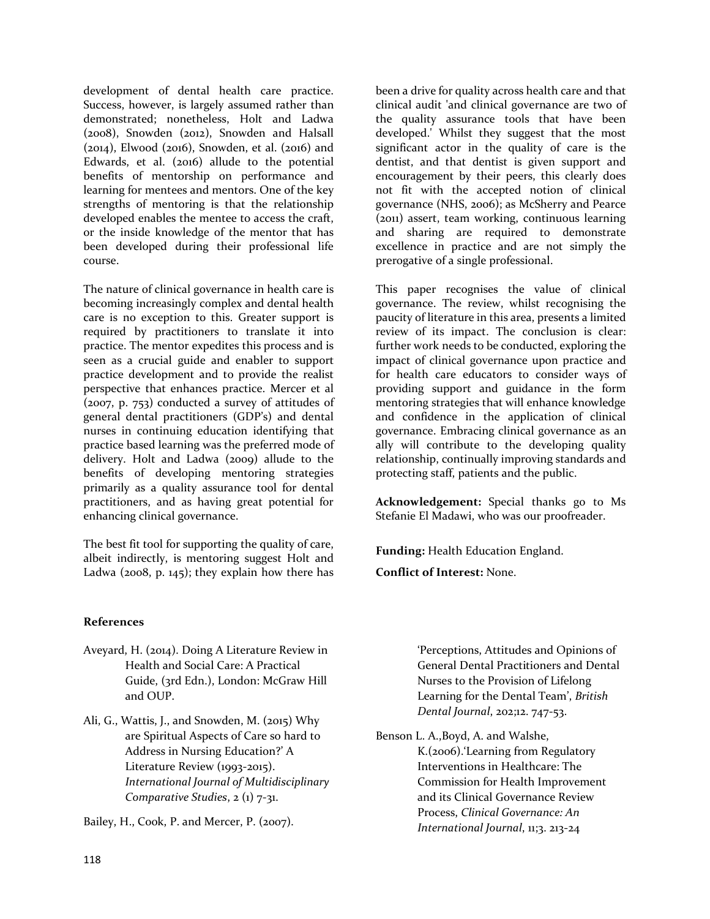development of dental health care practice. Success, however, is largely assumed rather than demonstrated; nonetheless, Holt and Ladwa (2008), Snowden (2012), Snowden and Halsall (2014), Elwood (2016), Snowden, et al. (2016) and Edwards, et al. (2016) allude to the potential benefits of mentorship on performance and learning for mentees and mentors. One of the key strengths of mentoring is that the relationship developed enables the mentee to access the craft, or the inside knowledge of the mentor that has been developed during their professional life course.

The nature of clinical governance in health care is becoming increasingly complex and dental health care is no exception to this. Greater support is required by practitioners to translate it into practice. The mentor expedites this process and is seen as a crucial guide and enabler to support practice development and to provide the realist perspective that enhances practice. Mercer et al (2007, p. 753) conducted a survey of attitudes of general dental practitioners (GDP's) and dental nurses in continuing education identifying that practice based learning was the preferred mode of delivery. Holt and Ladwa (2009) allude to the benefits of developing mentoring strategies primarily as a quality assurance tool for dental practitioners, and as having great potential for enhancing clinical governance.

The best fit tool for supporting the quality of care, albeit indirectly, is mentoring suggest Holt and Ladwa (2008, p. 145); they explain how there has been a drive for quality across health care and that clinical audit 'and clinical governance are two of the quality assurance tools that have been developed.' Whilst they suggest that the most significant actor in the quality of care is the dentist, and that dentist is given support and encouragement by their peers, this clearly does not fit with the accepted notion of clinical governance (NHS, 2006); as McSherry and Pearce (2011) assert, team working, continuous learning and sharing are required to demonstrate excellence in practice and are not simply the prerogative of a single professional.

This paper recognises the value of clinical governance. The review, whilst recognising the paucity of literature in this area, presents a limited review of its impact. The conclusion is clear: further work needs to be conducted, exploring the impact of clinical governance upon practice and for health care educators to consider ways of providing support and guidance in the form mentoring strategies that will enhance knowledge and confidence in the application of clinical governance. Embracing clinical governance as an ally will contribute to the developing quality relationship, continually improving standards and protecting staff, patients and the public.

**Acknowledgement:** Special thanks go to Ms Stefanie El Madawi, who was our proofreader.

**Funding:** Health Education England.

**Conflict of Interest:** None.

**References**

Aveyard, H. (2014). Doing A Literature Review in Health and Social Care: A Practical Guide, (3rd Edn.), London: McGraw Hill and OUP.

Ali, G., Wattis, J., and Snowden, M. (2015) Why are Spiritual Aspects of Care so hard to Address in Nursing Education?' A Literature Review (1993-2015). *International Journal of Multidisciplinary Comparative Studies*, 2 (1) 7-31.

Bailey, H., Cook, P. and Mercer, P. (2007). 'Perceptions, Attitudes and Opinions of General Dental Practitioners and Dental Nurses to the Provision of Lifelong Learning for the Dental Team', *British Dental Journal*, 202;12. 747-53.

Benson L. A.,Boyd, A. and Walshe, K.(2006).'Learning from Regulatory Interventions in Healthcare: The Commission for Health Improvement and its Clinical Governance Review Process, *Clinical Governance: An International Journal*, 11;3. 213-24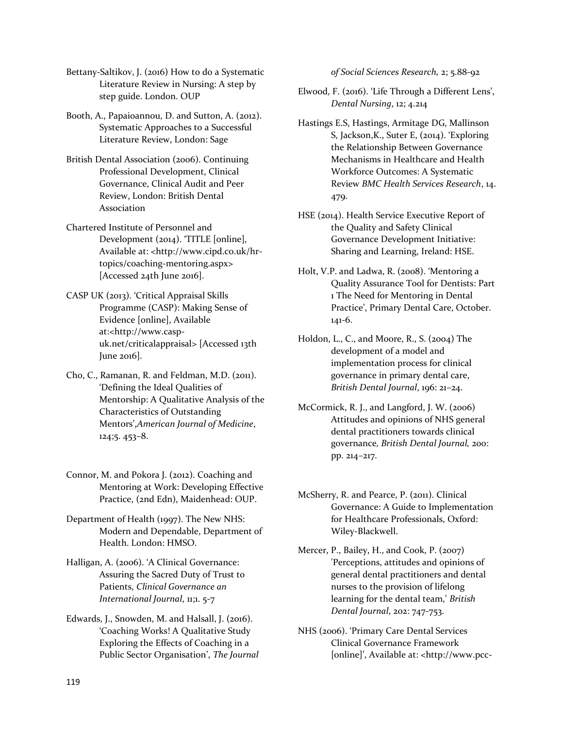Bettany-Saltikov, J. (2016) How to do a Systematic Literature Review in Nursing: A step by step guide. London. OUP

Booth, A., Papaioannou, D. and Sutton, A. (2012). Systematic Approaches to a Successful Literature Review, London: Sage

British Dental Association (2006). Continuing Professional Development, Clinical Governance, Clinical Audit and Peer Review, London: British Dental Association

Chartered Institute of Personnel and Development (2014). 'TITLE [online], Available at: <http://www.cipd.co.uk/hr-topics/coaching-mentoring.aspx> [Accessed 24th June 2016].

CASP UK (2013). 'Critical Appraisal Skills Programme (CASP): Making Sense of Evidence [online], Available at:<http://www.casp-uk.net/criticalappraisal> [Accessed 13th June 2016].

Cho, C., Ramanan, R. and Feldman, M.D. (2011). 'Defining the Ideal Qualities of Mentorship: A Qualitative Analysis of the Characteristics of Outstanding Mentors',*American Journal of Medicine*, 124;5. 453–8.

Connor, M. and Pokora J. (2012). Coaching and Mentoring at Work: Developing Effective Practice, (2nd Edn), Maidenhead: OUP.

Department of Health (1997). The New NHS: Modern and Dependable, Department of Health. London: HMSO.

Halligan, A. (2006). 'A Clinical Governance: Assuring the Sacred Duty of Trust to Patients, *Clinical Governance an International Journal*, 11;1. 5-7

Edwards, J., Snowden, M. and Halsall, J. (2016). 'Coaching Works! A Qualitative Study Exploring the Effects of Coaching in a Public Sector Organisation', *The Journal of Social Sciences Research*, 2; 5.88-92

Elwood, F. (2016). 'Life Through a Different Lens', *Dental Nursing*, 12; 4.214

Hastings E.S, Hastings, Armitage DG, Mallinson S, Jackson,K., Suter E, (2014). 'Exploring the Relationship Between Governance Mechanisms in Healthcare and Health Workforce Outcomes: A Systematic Review *BMC Health Services Research*, 14. 479.

HSE (2014). Health Service Executive Report of the Quality and Safety Clinical Governance Development Initiative: Sharing and Learning, Ireland: HSE.

Holt, V.P. and Ladwa, R. (2008). 'Mentoring a Quality Assurance Tool for Dentists: Part 1 The Need for Mentoring in Dental Practice', Primary Dental Care, October. 141-6.

Holdon, L., C., and Moore, R., S. (2004) The development of a model and implementation process for clinical governance in primary dental care, *British Dental Journal*, 196: 21–24.

McCormick, R. J., and Langford, J. W. (2006) Attitudes and opinions of NHS general dental practitioners towards clinical governance, *British Dental Journal,* 200: pp. 214–217.

McSherry, R. and Pearce, P. (2011). Clinical Governance: A Guide to Implementation for Healthcare Professionals, Oxford: Wiley-Blackwell.

Mercer, P., Bailey, H., and Cook, P. (2007) 'Perceptions, attitudes and opinions of general dental practitioners and dental nurses to the provision of lifelong learning for the dental team,' *British Dental Journal*, 202: 747-753.

NHS (2006). 'Primary Care Dental Services Clinical Governance Framework [online]', Available at: <http://www.pcc-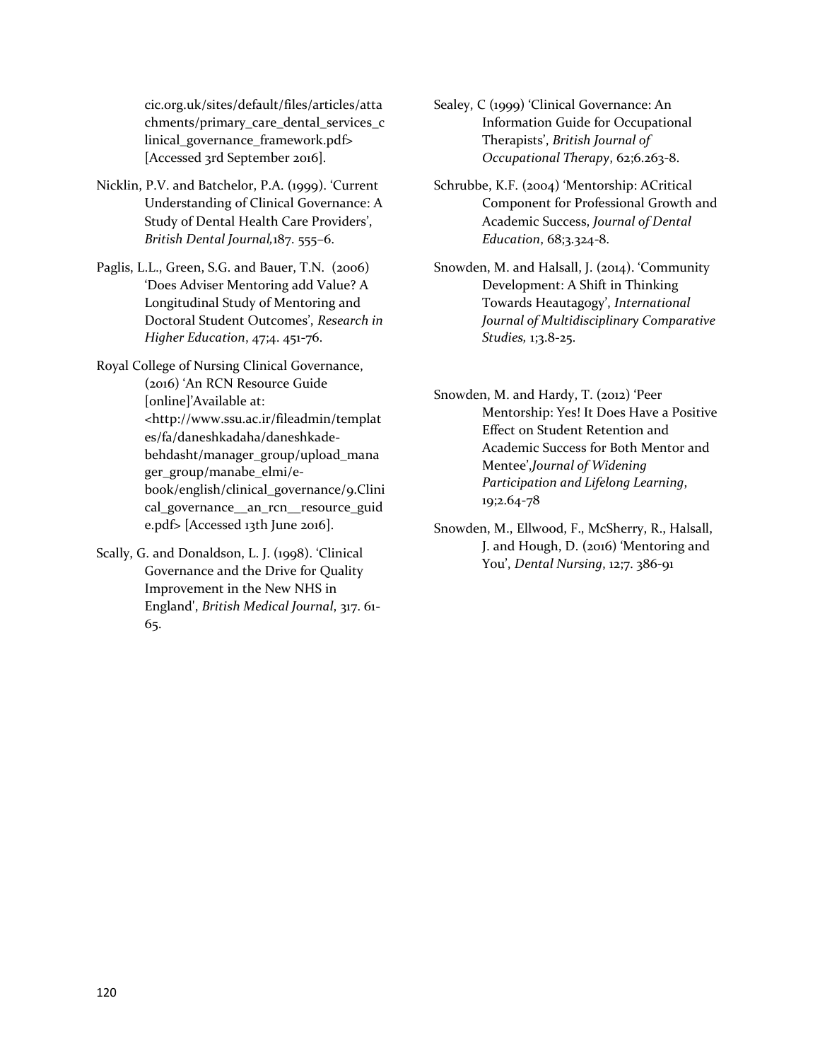cic.org.uk/sites/default/files/articles/attachments/primary_care_dental_services_clinical_governance_framework.pdf> [Accessed 3rd September 2016].

Nicklin, P.V. and Batchelor, P.A. (1999). 'Current Understanding of Clinical Governance: A Study of Dental Health Care Providers', *British Dental Journal,*187. 555–6.

Paglis, L.L., Green, S.G. and Bauer, T.N. (2006) 'Does Adviser Mentoring add Value? A Longitudinal Study of Mentoring and Doctoral Student Outcomes', *Research in Higher Education*, 47;4. 451-76.

Royal College of Nursing Clinical Governance, (2016) 'An RCN Resource Guide [online]'Available at: <http://www.ssu.ac.ir/fileadmin/templates/fa/daneshkadaha/daneshkade-behdasht/manager_group/upload_manager_group/manabe_elmi/e-book/english/clinical_governance/9.Clinical_governance__an_rcn__resource_guide.pdf> [Accessed 13th June 2016].

Scally, G. and Donaldson, L. J. (1998). 'Clinical Governance and the Drive for Quality Improvement in the New NHS in England', *British Medical Journal*, 317. 61-65.

Sealey, C (1999) 'Clinical Governance: An Information Guide for Occupational Therapists', *British Journal of Occupational Therapy*, 62;6.263-8.

Schrubbe, K.F. (2004) 'Mentorship: ACritical Component for Professional Growth and Academic Success, *Journal of Dental Education*, 68;3.324-8.

Snowden, M. and Halsall, J. (2014). 'Community Development: A Shift in Thinking Towards Heautagogy', *International Journal of Multidisciplinary Comparative Studies,* 1;3.8-25.

Snowden, M. and Hardy, T. (2012) 'Peer Mentorship: Yes! It Does Have a Positive Effect on Student Retention and Academic Success for Both Mentor and Mentee',*Journal of Widening Participation and Lifelong Learning*, 19;2.64-78

Snowden, M., Ellwood, F., McSherry, R., Halsall, J. and Hough, D. (2016) 'Mentoring and You', *Dental Nursing*, 12;7. 386-91